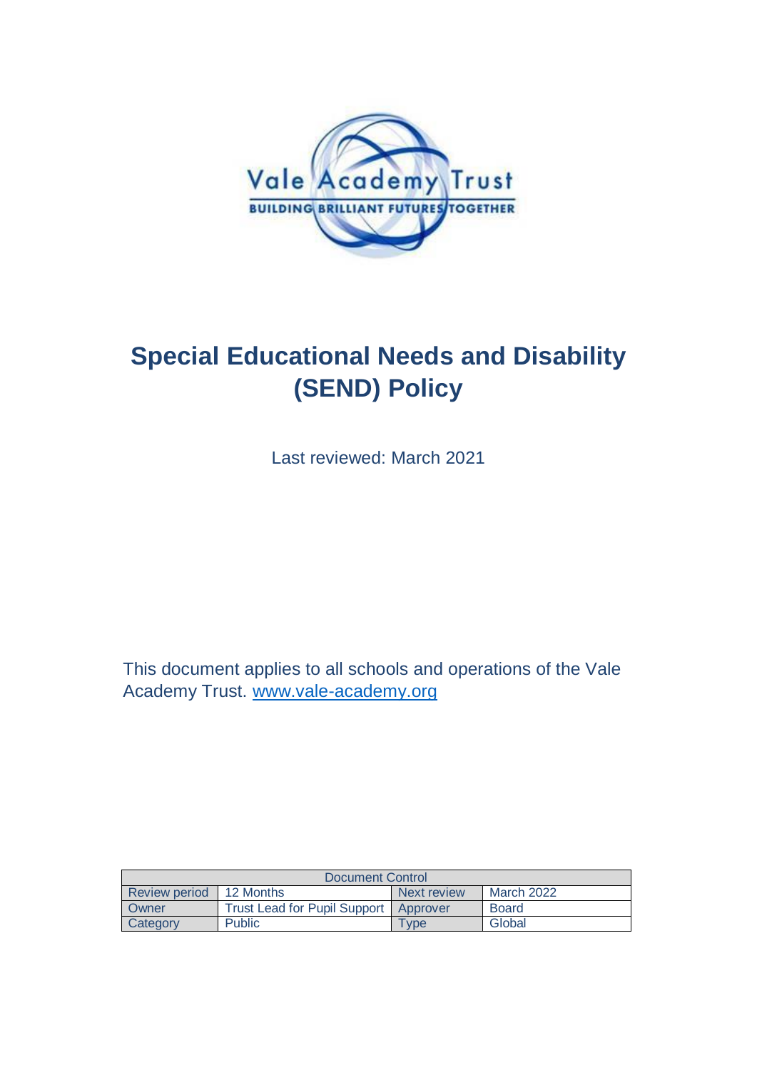Vale Academy Trust

BUILDING BRILLIANT FUTURES TOGETHER

# Special Educational Needs and Disability (SEND) Policy

Last reviewed: March 2021

This document applies to all schools and operations of the Vale Academy Trust. www.vale-academy.org

| Document Control | | | |
|---|---|---|---|
| Review period | 12 Months | Next review | March 2022 |
| Owner | Trust Lead for Pupil Support | Approver | Board |
| Category | Public | Type | Global |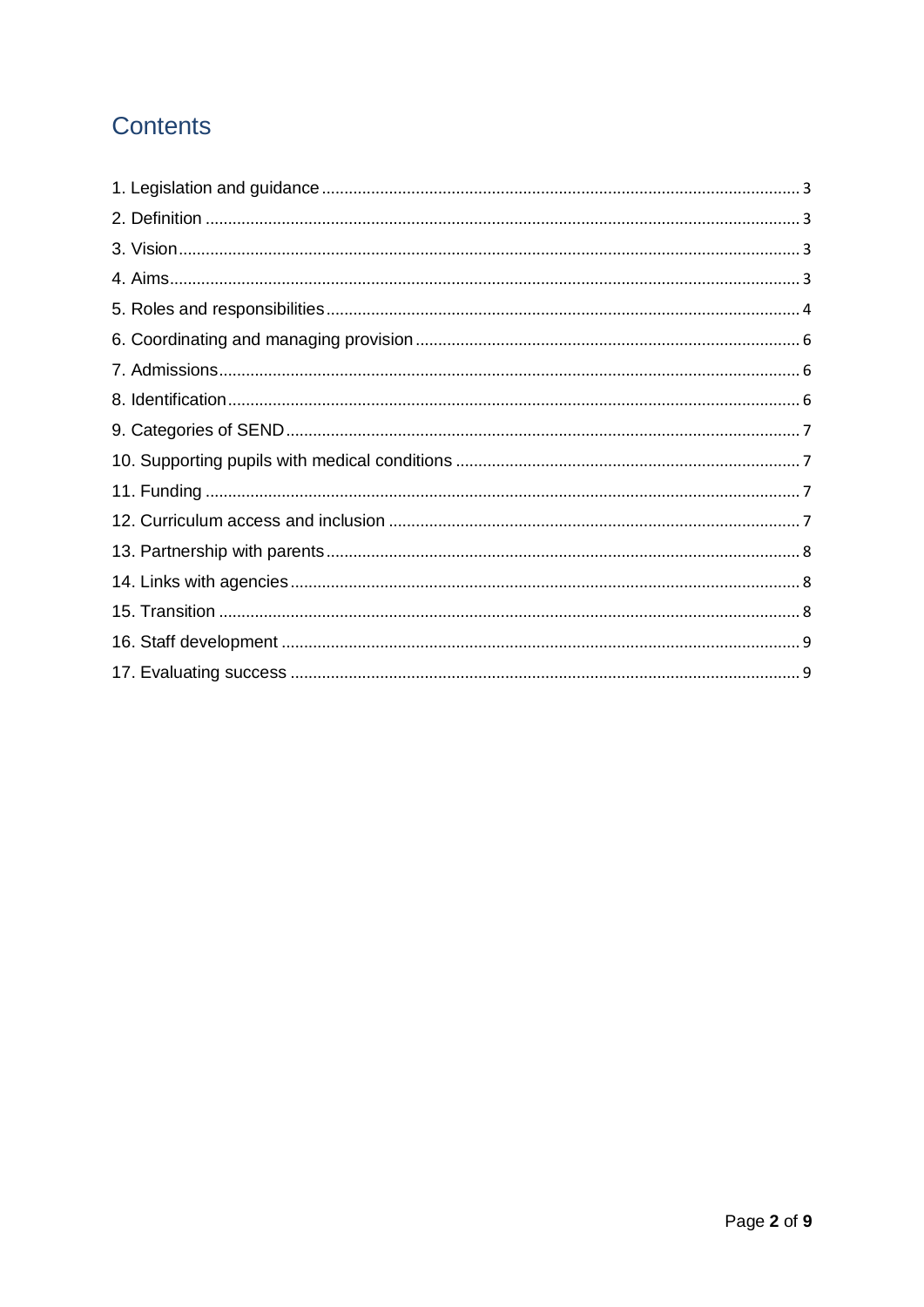# Contents

1. Legislation and guidance ..... 3
2. Definition ..... 3
3. Vision ..... 3
4. Aims ..... 3
5. Roles and responsibilities ..... 4
6. Coordinating and managing provision ..... 6
7. Admissions ..... 6
8. Identification ..... 6
9. Categories of SEND ..... 7
10. Supporting pupils with medical conditions ..... 7
11. Funding ..... 7
12. Curriculum access and inclusion ..... 7
13. Partnership with parents ..... 8
14. Links with agencies ..... 8
15. Transition ..... 8
16. Staff development ..... 9
17. Evaluating success ..... 9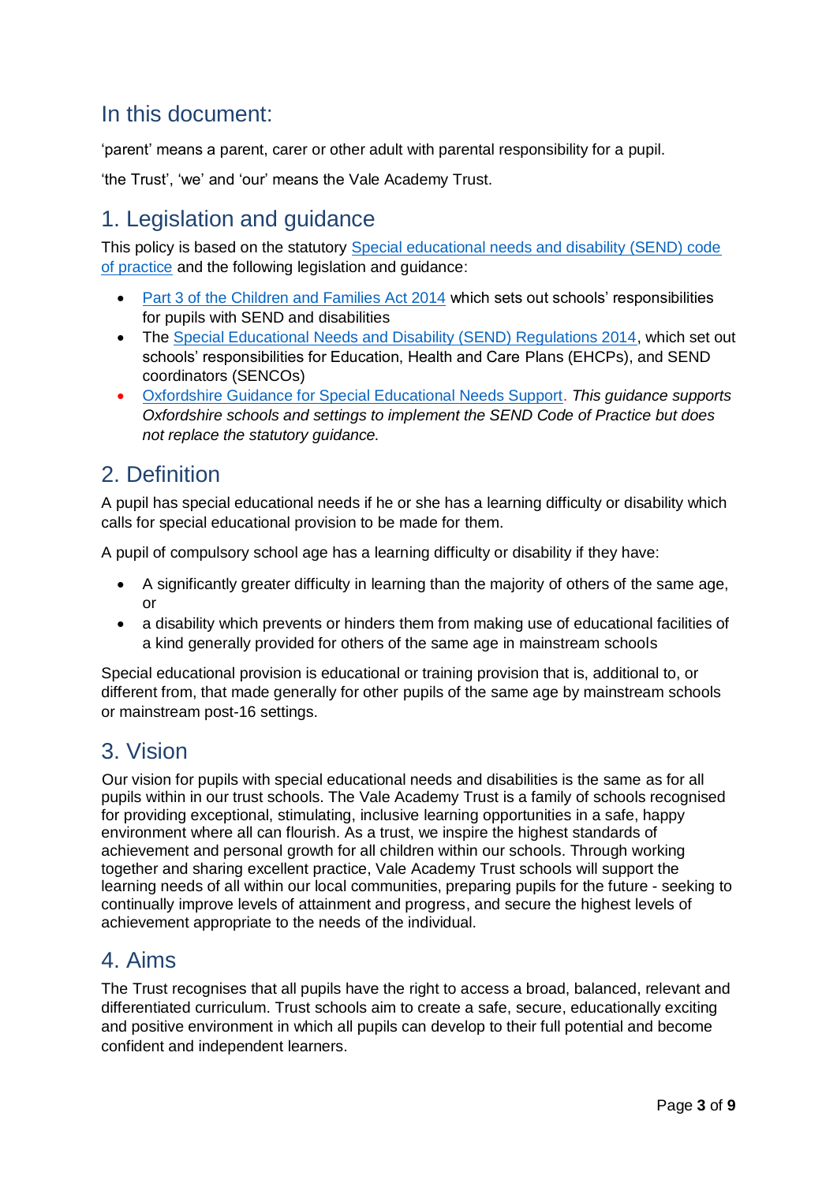## In this document:

'parent' means a parent, carer or other adult with parental responsibility for a pupil.

'the Trust', 'we' and 'our' means the Vale Academy Trust.

## 1. Legislation and guidance

This policy is based on the statutory Special educational needs and disability (SEND) code of practice and the following legislation and guidance:

- Part 3 of the Children and Families Act 2014 which sets out schools' responsibilities for pupils with SEND and disabilities
- The Special Educational Needs and Disability (SEND) Regulations 2014, which set out schools' responsibilities for Education, Health and Care Plans (EHCPs), and SEND coordinators (SENCOs)
- Oxfordshire Guidance for Special Educational Needs Support. *This guidance supports Oxfordshire schools and settings to implement the SEND Code of Practice but does not replace the statutory guidance.*

## 2. Definition

A pupil has special educational needs if he or she has a learning difficulty or disability which calls for special educational provision to be made for them.

A pupil of compulsory school age has a learning difficulty or disability if they have:

- A significantly greater difficulty in learning than the majority of others of the same age, or
- a disability which prevents or hinders them from making use of educational facilities of a kind generally provided for others of the same age in mainstream schools

Special educational provision is educational or training provision that is, additional to, or different from, that made generally for other pupils of the same age by mainstream schools or mainstream post-16 settings.

## 3. Vision

Our vision for pupils with special educational needs and disabilities is the same as for all pupils within in our trust schools. The Vale Academy Trust is a family of schools recognised for providing exceptional, stimulating, inclusive learning opportunities in a safe, happy environment where all can flourish. As a trust, we inspire the highest standards of achievement and personal growth for all children within our schools. Through working together and sharing excellent practice, Vale Academy Trust schools will support the learning needs of all within our local communities, preparing pupils for the future - seeking to continually improve levels of attainment and progress, and secure the highest levels of achievement appropriate to the needs of the individual.

## 4. Aims

The Trust recognises that all pupils have the right to access a broad, balanced, relevant and differentiated curriculum. Trust schools aim to create a safe, secure, educationally exciting and positive environment in which all pupils can develop to their full potential and become confident and independent learners.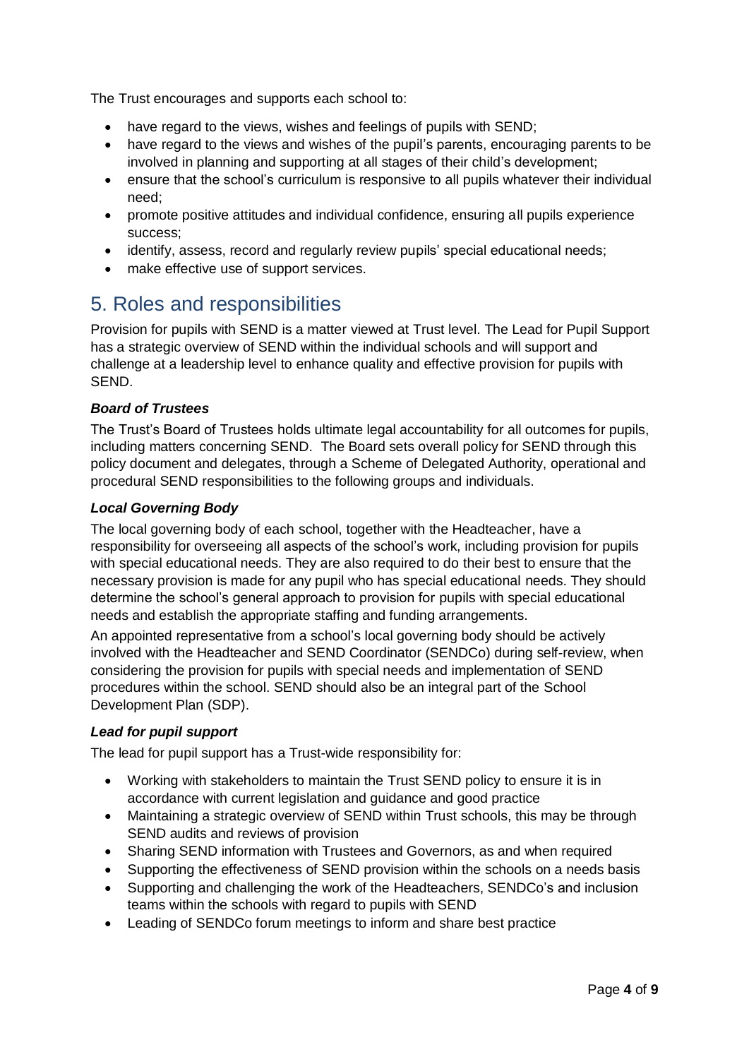The Trust encourages and supports each school to:

- have regard to the views, wishes and feelings of pupils with SEND;
- have regard to the views and wishes of the pupil's parents, encouraging parents to be involved in planning and supporting at all stages of their child's development;
- ensure that the school's curriculum is responsive to all pupils whatever their individual need;
- promote positive attitudes and individual confidence, ensuring all pupils experience success;
- identify, assess, record and regularly review pupils' special educational needs;
- make effective use of support services.

## 5. Roles and responsibilities

Provision for pupils with SEND is a matter viewed at Trust level. The Lead for Pupil Support has a strategic overview of SEND within the individual schools and will support and challenge at a leadership level to enhance quality and effective provision for pupils with SEND.

***Board of Trustees***

The Trust's Board of Trustees holds ultimate legal accountability for all outcomes for pupils, including matters concerning SEND. The Board sets overall policy for SEND through this policy document and delegates, through a Scheme of Delegated Authority, operational and procedural SEND responsibilities to the following groups and individuals.

***Local Governing Body***

The local governing body of each school, together with the Headteacher, have a responsibility for overseeing all aspects of the school's work, including provision for pupils with special educational needs. They are also required to do their best to ensure that the necessary provision is made for any pupil who has special educational needs. They should determine the school's general approach to provision for pupils with special educational needs and establish the appropriate staffing and funding arrangements.

An appointed representative from a school's local governing body should be actively involved with the Headteacher and SEND Coordinator (SENDCo) during self-review, when considering the provision for pupils with special needs and implementation of SEND procedures within the school. SEND should also be an integral part of the School Development Plan (SDP).

***Lead for pupil support***

The lead for pupil support has a Trust-wide responsibility for:

- Working with stakeholders to maintain the Trust SEND policy to ensure it is in accordance with current legislation and guidance and good practice
- Maintaining a strategic overview of SEND within Trust schools, this may be through SEND audits and reviews of provision
- Sharing SEND information with Trustees and Governors, as and when required
- Supporting the effectiveness of SEND provision within the schools on a needs basis
- Supporting and challenging the work of the Headteachers, SENDCo's and inclusion teams within the schools with regard to pupils with SEND
- Leading of SENDCo forum meetings to inform and share best practice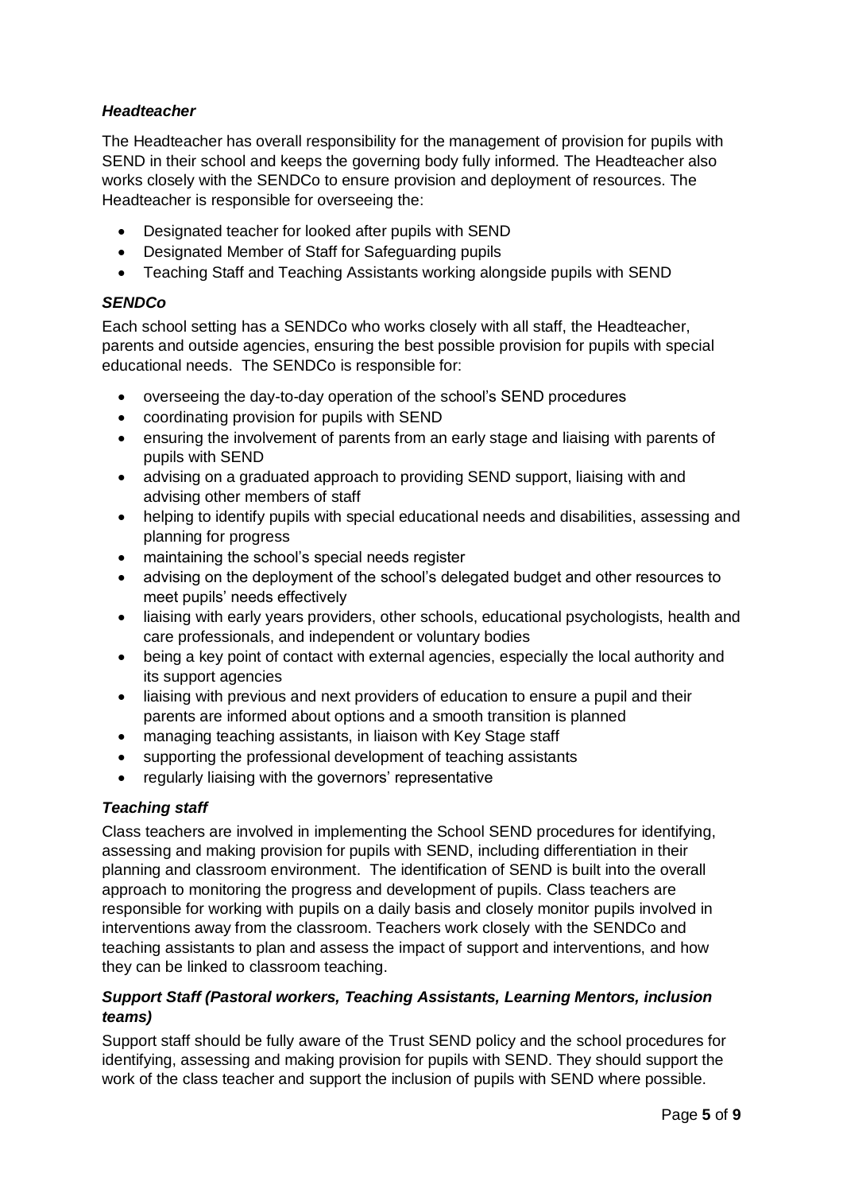### *Headteacher*

The Headteacher has overall responsibility for the management of provision for pupils with SEND in their school and keeps the governing body fully informed. The Headteacher also works closely with the SENDCo to ensure provision and deployment of resources. The Headteacher is responsible for overseeing the:

- Designated teacher for looked after pupils with SEND
- Designated Member of Staff for Safeguarding pupils
- Teaching Staff and Teaching Assistants working alongside pupils with SEND

### *SENDCo*

Each school setting has a SENDCo who works closely with all staff, the Headteacher, parents and outside agencies, ensuring the best possible provision for pupils with special educational needs. The SENDCo is responsible for:

- overseeing the day-to-day operation of the school's SEND procedures
- coordinating provision for pupils with SEND
- ensuring the involvement of parents from an early stage and liaising with parents of pupils with SEND
- advising on a graduated approach to providing SEND support, liaising with and advising other members of staff
- helping to identify pupils with special educational needs and disabilities, assessing and planning for progress
- maintaining the school's special needs register
- advising on the deployment of the school's delegated budget and other resources to meet pupils' needs effectively
- liaising with early years providers, other schools, educational psychologists, health and care professionals, and independent or voluntary bodies
- being a key point of contact with external agencies, especially the local authority and its support agencies
- liaising with previous and next providers of education to ensure a pupil and their parents are informed about options and a smooth transition is planned
- managing teaching assistants, in liaison with Key Stage staff
- supporting the professional development of teaching assistants
- regularly liaising with the governors' representative

### *Teaching staff*

Class teachers are involved in implementing the School SEND procedures for identifying, assessing and making provision for pupils with SEND, including differentiation in their planning and classroom environment. The identification of SEND is built into the overall approach to monitoring the progress and development of pupils. Class teachers are responsible for working with pupils on a daily basis and closely monitor pupils involved in interventions away from the classroom. Teachers work closely with the SENDCo and teaching assistants to plan and assess the impact of support and interventions, and how they can be linked to classroom teaching.

### *Support Staff (Pastoral workers, Teaching Assistants, Learning Mentors, inclusion teams)*

Support staff should be fully aware of the Trust SEND policy and the school procedures for identifying, assessing and making provision for pupils with SEND. They should support the work of the class teacher and support the inclusion of pupils with SEND where possible.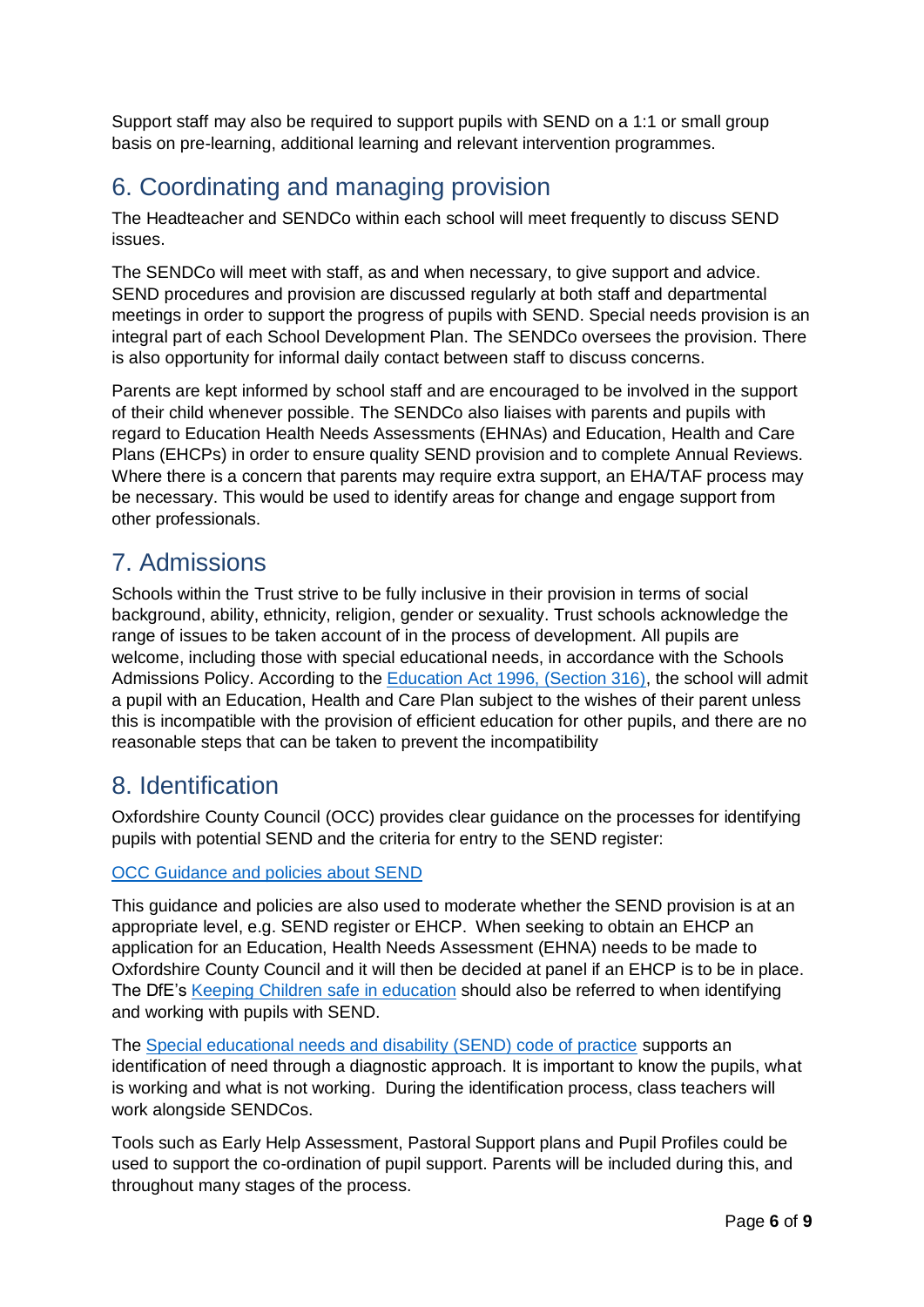Support staff may also be required to support pupils with SEND on a 1:1 or small group basis on pre-learning, additional learning and relevant intervention programmes.

## 6. Coordinating and managing provision

The Headteacher and SENDCo within each school will meet frequently to discuss SEND issues.

The SENDCo will meet with staff, as and when necessary, to give support and advice. SEND procedures and provision are discussed regularly at both staff and departmental meetings in order to support the progress of pupils with SEND. Special needs provision is an integral part of each School Development Plan. The SENDCo oversees the provision. There is also opportunity for informal daily contact between staff to discuss concerns.

Parents are kept informed by school staff and are encouraged to be involved in the support of their child whenever possible. The SENDCo also liaises with parents and pupils with regard to Education Health Needs Assessments (EHNAs) and Education, Health and Care Plans (EHCPs) in order to ensure quality SEND provision and to complete Annual Reviews. Where there is a concern that parents may require extra support, an EHA/TAF process may be necessary. This would be used to identify areas for change and engage support from other professionals.

## 7. Admissions

Schools within the Trust strive to be fully inclusive in their provision in terms of social background, ability, ethnicity, religion, gender or sexuality. Trust schools acknowledge the range of issues to be taken account of in the process of development. All pupils are welcome, including those with special educational needs, in accordance with the Schools Admissions Policy. According to the Education Act 1996, (Section 316), the school will admit a pupil with an Education, Health and Care Plan subject to the wishes of their parent unless this is incompatible with the provision of efficient education for other pupils, and there are no reasonable steps that can be taken to prevent the incompatibility

## 8. Identification

Oxfordshire County Council (OCC) provides clear guidance on the processes for identifying pupils with potential SEND and the criteria for entry to the SEND register:

OCC Guidance and policies about SEND

This guidance and policies are also used to moderate whether the SEND provision is at an appropriate level, e.g. SEND register or EHCP. When seeking to obtain an EHCP an application for an Education, Health Needs Assessment (EHNA) needs to be made to Oxfordshire County Council and it will then be decided at panel if an EHCP is to be in place. The DfE's Keeping Children safe in education should also be referred to when identifying and working with pupils with SEND.

The Special educational needs and disability (SEND) code of practice supports an identification of need through a diagnostic approach. It is important to know the pupils, what is working and what is not working. During the identification process, class teachers will work alongside SENDCos.

Tools such as Early Help Assessment, Pastoral Support plans and Pupil Profiles could be used to support the co-ordination of pupil support. Parents will be included during this, and throughout many stages of the process.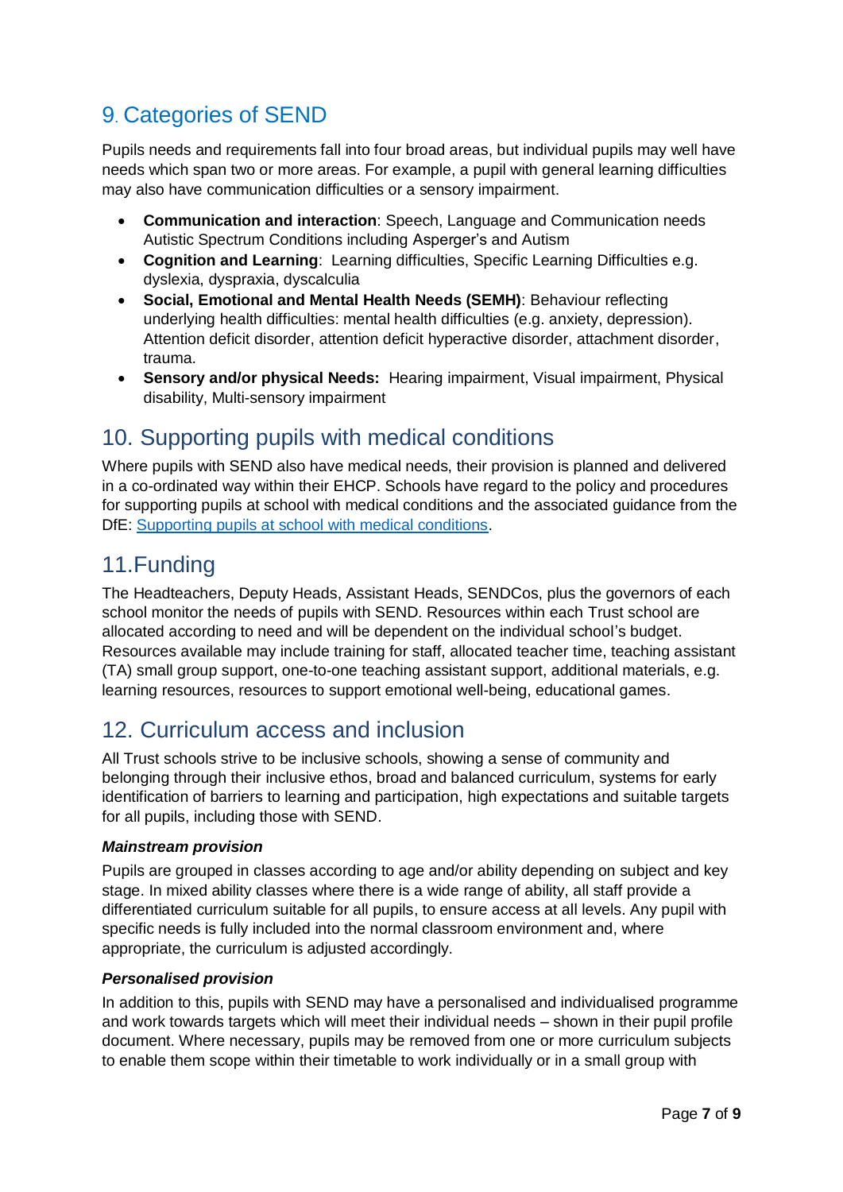## 9. Categories of SEND

Pupils needs and requirements fall into four broad areas, but individual pupils may well have needs which span two or more areas. For example, a pupil with general learning difficulties may also have communication difficulties or a sensory impairment.

- **Communication and interaction**: Speech, Language and Communication needs Autistic Spectrum Conditions including Asperger's and Autism
- **Cognition and Learning**: Learning difficulties, Specific Learning Difficulties e.g. dyslexia, dyspraxia, dyscalculia
- **Social, Emotional and Mental Health Needs (SEMH)**: Behaviour reflecting underlying health difficulties: mental health difficulties (e.g. anxiety, depression). Attention deficit disorder, attention deficit hyperactive disorder, attachment disorder, trauma.
- **Sensory and/or physical Needs:** Hearing impairment, Visual impairment, Physical disability, Multi-sensory impairment

## 10. Supporting pupils with medical conditions

Where pupils with SEND also have medical needs, their provision is planned and delivered in a co-ordinated way within their EHCP. Schools have regard to the policy and procedures for supporting pupils at school with medical conditions and the associated guidance from the DfE: Supporting pupils at school with medical conditions.

## 11.Funding

The Headteachers, Deputy Heads, Assistant Heads, SENDCos, plus the governors of each school monitor the needs of pupils with SEND. Resources within each Trust school are allocated according to need and will be dependent on the individual school's budget. Resources available may include training for staff, allocated teacher time, teaching assistant (TA) small group support, one-to-one teaching assistant support, additional materials, e.g. learning resources, resources to support emotional well-being, educational games.

## 12. Curriculum access and inclusion

All Trust schools strive to be inclusive schools, showing a sense of community and belonging through their inclusive ethos, broad and balanced curriculum, systems for early identification of barriers to learning and participation, high expectations and suitable targets for all pupils, including those with SEND.

***Mainstream provision***

Pupils are grouped in classes according to age and/or ability depending on subject and key stage. In mixed ability classes where there is a wide range of ability, all staff provide a differentiated curriculum suitable for all pupils, to ensure access at all levels. Any pupil with specific needs is fully included into the normal classroom environment and, where appropriate, the curriculum is adjusted accordingly.

***Personalised provision***

In addition to this, pupils with SEND may have a personalised and individualised programme and work towards targets which will meet their individual needs – shown in their pupil profile document. Where necessary, pupils may be removed from one or more curriculum subjects to enable them scope within their timetable to work individually or in a small group with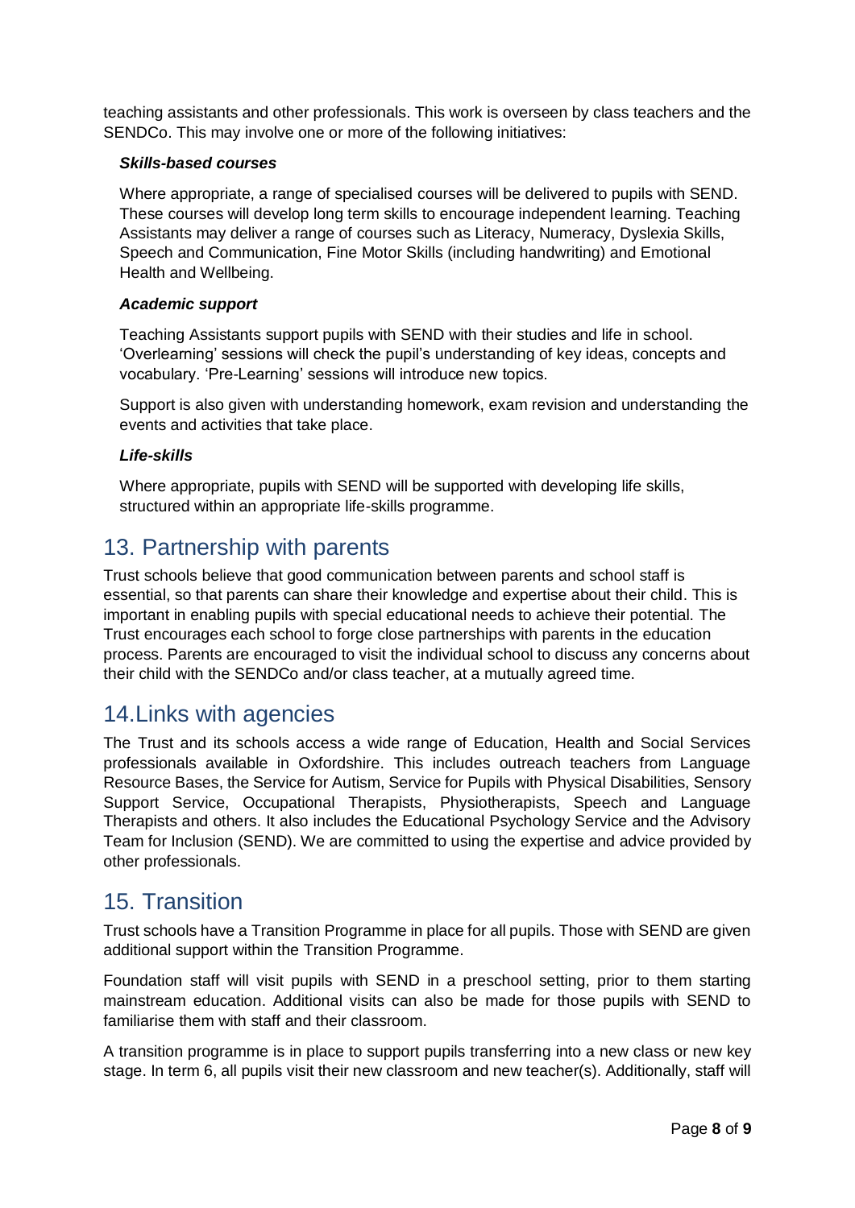teaching assistants and other professionals. This work is overseen by class teachers and the SENDCo. This may involve one or more of the following initiatives:

***Skills-based courses***

Where appropriate, a range of specialised courses will be delivered to pupils with SEND. These courses will develop long term skills to encourage independent learning. Teaching Assistants may deliver a range of courses such as Literacy, Numeracy, Dyslexia Skills, Speech and Communication, Fine Motor Skills (including handwriting) and Emotional Health and Wellbeing.

***Academic support***

Teaching Assistants support pupils with SEND with their studies and life in school. 'Overlearning' sessions will check the pupil's understanding of key ideas, concepts and vocabulary. 'Pre-Learning' sessions will introduce new topics.

Support is also given with understanding homework, exam revision and understanding the events and activities that take place.

***Life-skills***

Where appropriate, pupils with SEND will be supported with developing life skills, structured within an appropriate life-skills programme.

## 13. Partnership with parents

Trust schools believe that good communication between parents and school staff is essential, so that parents can share their knowledge and expertise about their child. This is important in enabling pupils with special educational needs to achieve their potential. The Trust encourages each school to forge close partnerships with parents in the education process. Parents are encouraged to visit the individual school to discuss any concerns about their child with the SENDCo and/or class teacher, at a mutually agreed time.

## 14.Links with agencies

The Trust and its schools access a wide range of Education, Health and Social Services professionals available in Oxfordshire. This includes outreach teachers from Language Resource Bases, the Service for Autism, Service for Pupils with Physical Disabilities, Sensory Support Service, Occupational Therapists, Physiotherapists, Speech and Language Therapists and others. It also includes the Educational Psychology Service and the Advisory Team for Inclusion (SEND). We are committed to using the expertise and advice provided by other professionals.

## 15. Transition

Trust schools have a Transition Programme in place for all pupils. Those with SEND are given additional support within the Transition Programme.

Foundation staff will visit pupils with SEND in a preschool setting, prior to them starting mainstream education. Additional visits can also be made for those pupils with SEND to familiarise them with staff and their classroom.

A transition programme is in place to support pupils transferring into a new class or new key stage. In term 6, all pupils visit their new classroom and new teacher(s). Additionally, staff will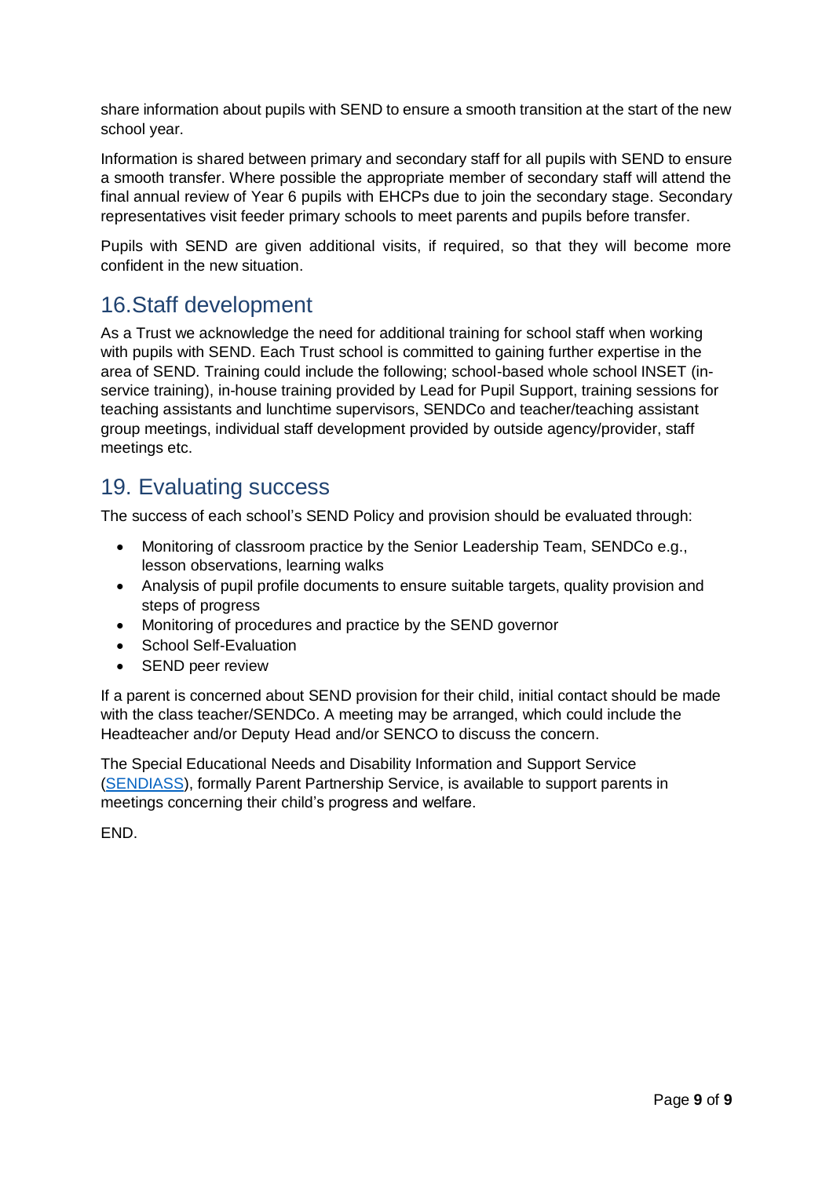share information about pupils with SEND to ensure a smooth transition at the start of the new school year.

Information is shared between primary and secondary staff for all pupils with SEND to ensure a smooth transfer. Where possible the appropriate member of secondary staff will attend the final annual review of Year 6 pupils with EHCPs due to join the secondary stage. Secondary representatives visit feeder primary schools to meet parents and pupils before transfer.

Pupils with SEND are given additional visits, if required, so that they will become more confident in the new situation.

## 16.Staff development

As a Trust we acknowledge the need for additional training for school staff when working with pupils with SEND. Each Trust school is committed to gaining further expertise in the area of SEND. Training could include the following; school-based whole school INSET (in-service training), in-house training provided by Lead for Pupil Support, training sessions for teaching assistants and lunchtime supervisors, SENDCo and teacher/teaching assistant group meetings, individual staff development provided by outside agency/provider, staff meetings etc.

## 19. Evaluating success

The success of each school's SEND Policy and provision should be evaluated through:

- Monitoring of classroom practice by the Senior Leadership Team, SENDCo e.g., lesson observations, learning walks
- Analysis of pupil profile documents to ensure suitable targets, quality provision and steps of progress
- Monitoring of procedures and practice by the SEND governor
- School Self-Evaluation
- SEND peer review

If a parent is concerned about SEND provision for their child, initial contact should be made with the class teacher/SENDCo. A meeting may be arranged, which could include the Headteacher and/or Deputy Head and/or SENCO to discuss the concern.

The Special Educational Needs and Disability Information and Support Service (SENDIASS), formally Parent Partnership Service, is available to support parents in meetings concerning their child's progress and welfare.

END.